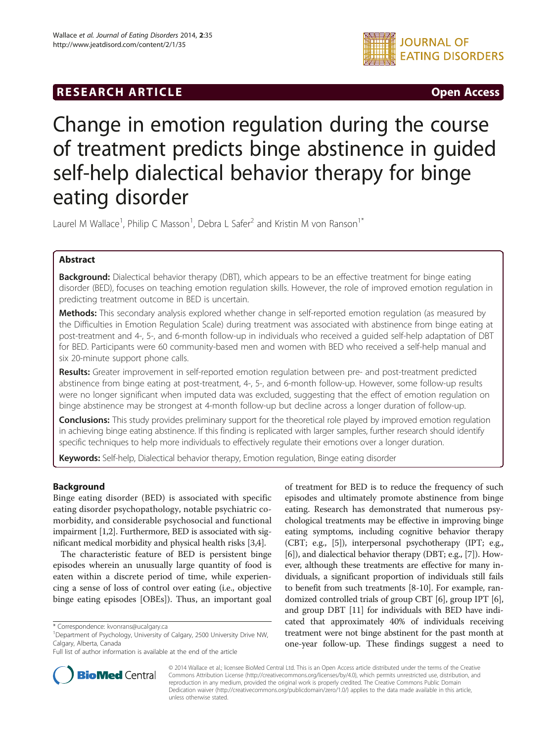**RESEARCH ARTICLE** **Open Access**

# Change in emotion regulation during the course of treatment predicts binge abstinence in guided self-help dialectical behavior therapy for binge eating disorder

Laurel M Wallace[1], Philip C Masson[1], Debra L Safer[2] and Kristin M von Ranson[1*]

## Abstract

**Background:** Dialectical behavior therapy (DBT), which appears to be an effective treatment for binge eating disorder (BED), focuses on teaching emotion regulation skills. However, the role of improved emotion regulation in predicting treatment outcome in BED is uncertain.

**Methods:** This secondary analysis explored whether change in self-reported emotion regulation (as measured by the Difficulties in Emotion Regulation Scale) during treatment was associated with abstinence from binge eating at post-treatment and 4-, 5-, and 6-month follow-up in individuals who received a guided self-help adaptation of DBT for BED. Participants were 60 community-based men and women with BED who received a self-help manual and six 20-minute support phone calls.

**Results:** Greater improvement in self-reported emotion regulation between pre- and post-treatment predicted abstinence from binge eating at post-treatment, 4-, 5-, and 6-month follow-up. However, some follow-up results were no longer significant when imputed data was excluded, suggesting that the effect of emotion regulation on binge abstinence may be strongest at 4-month follow-up but decline across a longer duration of follow-up.

**Conclusions:** This study provides preliminary support for the theoretical role played by improved emotion regulation in achieving binge eating abstinence. If this finding is replicated with larger samples, further research should identify specific techniques to help more individuals to effectively regulate their emotions over a longer duration.

**Keywords:** Self-help, Dialectical behavior therapy, Emotion regulation, Binge eating disorder

## Background

Binge eating disorder (BED) is associated with specific eating disorder psychopathology, notable psychiatric comorbidity, and considerable psychosocial and functional impairment [1,2]. Furthermore, BED is associated with significant medical morbidity and physical health risks [3,4].

The characteristic feature of BED is persistent binge episodes wherein an unusually large quantity of food is eaten within a discrete period of time, while experiencing a sense of loss of control over eating (i.e., objective binge eating episodes [OBEs]). Thus, an important goal of treatment for BED is to reduce the frequency of such episodes and ultimately promote abstinence from binge eating. Research has demonstrated that numerous psychological treatments may be effective in improving binge eating symptoms, including cognitive behavior therapy (CBT; e.g., [5]), interpersonal psychotherapy (IPT; e.g., [6]), and dialectical behavior therapy (DBT; e.g., [7]). However, although these treatments are effective for many individuals, a significant proportion of individuals still fails to benefit from such treatments [8-10]. For example, randomized controlled trials of group CBT [6], group IPT [6], and group DBT [11] for individuals with BED have indicated that approximately 40% of individuals receiving treatment were not binge abstinent for the past month at one-year follow-up. These findings suggest a need to

\* Correspondence: kvonrans@ucalgary.ca

[1]Department of Psychology, University of Calgary, 2500 University Drive NW, Calgary, Alberta, Canada

Full list of author information is available at the end of the article

© 2014 Wallace et al.; licensee BioMed Central Ltd. This is an Open Access article distributed under the terms of the Creative Commons Attribution License (http://creativecommons.org/licenses/by/4.0), which permits unrestricted use, distribution, and reproduction in any medium, provided the original work is properly credited. The Creative Commons Public Domain Dedication waiver (http://creativecommons.org/publicdomain/zero/1.0/) applies to the data made available in this article, unless otherwise stated.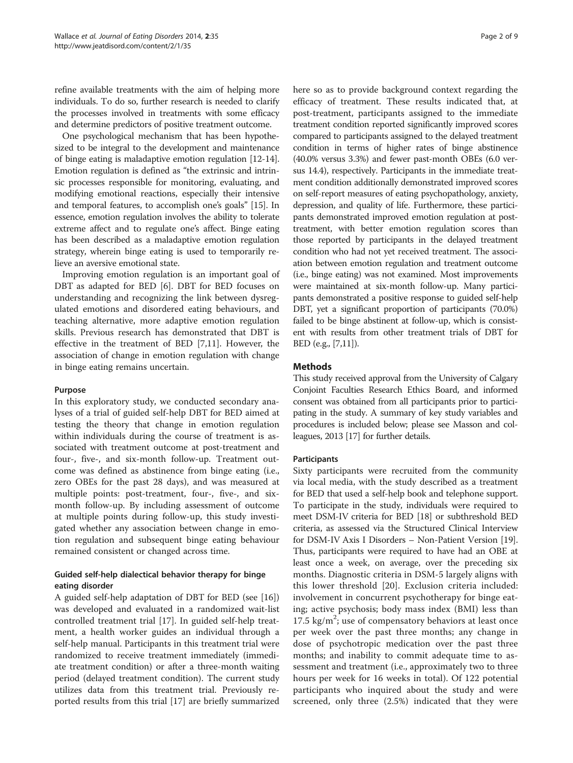refine available treatments with the aim of helping more individuals. To do so, further research is needed to clarify the processes involved in treatments with some efficacy and determine predictors of positive treatment outcome.

One psychological mechanism that has been hypothesized to be integral to the development and maintenance of binge eating is maladaptive emotion regulation [12-14]. Emotion regulation is defined as "the extrinsic and intrinsic processes responsible for monitoring, evaluating, and modifying emotional reactions, especially their intensive and temporal features, to accomplish one's goals" [15]. In essence, emotion regulation involves the ability to tolerate extreme affect and to regulate one's affect. Binge eating has been described as a maladaptive emotion regulation strategy, wherein binge eating is used to temporarily relieve an aversive emotional state.

Improving emotion regulation is an important goal of DBT as adapted for BED [6]. DBT for BED focuses on understanding and recognizing the link between dysregulated emotions and disordered eating behaviours, and teaching alternative, more adaptive emotion regulation skills. Previous research has demonstrated that DBT is effective in the treatment of BED [7,11]. However, the association of change in emotion regulation with change in binge eating remains uncertain.

### Purpose

In this exploratory study, we conducted secondary analyses of a trial of guided self-help DBT for BED aimed at testing the theory that change in emotion regulation within individuals during the course of treatment is associated with treatment outcome at post-treatment and four-, five-, and six-month follow-up. Treatment outcome was defined as abstinence from binge eating (i.e., zero OBEs for the past 28 days), and was measured at multiple points: post-treatment, four-, five-, and six-month follow-up. By including assessment of outcome at multiple points during follow-up, this study investigated whether any association between change in emotion regulation and subsequent binge eating behaviour remained consistent or changed across time.

### Guided self-help dialectical behavior therapy for binge eating disorder

A guided self-help adaptation of DBT for BED (see [16]) was developed and evaluated in a randomized wait-list controlled treatment trial [17]. In guided self-help treatment, a health worker guides an individual through a self-help manual. Participants in this treatment trial were randomized to receive treatment immediately (immediate treatment condition) or after a three-month waiting period (delayed treatment condition). The current study utilizes data from this treatment trial. Previously reported results from this trial [17] are briefly summarized here so as to provide background context regarding the efficacy of treatment. These results indicated that, at post-treatment, participants assigned to the immediate treatment condition reported significantly improved scores compared to participants assigned to the delayed treatment condition in terms of higher rates of binge abstinence (40.0% versus 3.3%) and fewer past-month OBEs (6.0 versus 14.4), respectively. Participants in the immediate treatment condition additionally demonstrated improved scores on self-report measures of eating psychopathology, anxiety, depression, and quality of life. Furthermore, these participants demonstrated improved emotion regulation at post-treatment, with better emotion regulation scores than those reported by participants in the delayed treatment condition who had not yet received treatment. The association between emotion regulation and treatment outcome (i.e., binge eating) was not examined. Most improvements were maintained at six-month follow-up. Many participants demonstrated a positive response to guided self-help DBT, yet a significant proportion of participants (70.0%) failed to be binge abstinent at follow-up, which is consistent with results from other treatment trials of DBT for BED (e.g., [7,11]).

## Methods

This study received approval from the University of Calgary Conjoint Faculties Research Ethics Board, and informed consent was obtained from all participants prior to participating in the study. A summary of key study variables and procedures is included below; please see Masson and colleagues, 2013 [17] for further details.

### Participants

Sixty participants were recruited from the community via local media, with the study described as a treatment for BED that used a self-help book and telephone support. To participate in the study, individuals were required to meet DSM-IV criteria for BED [18] or subthreshold BED criteria, as assessed via the Structured Clinical Interview for DSM-IV Axis I Disorders – Non-Patient Version [19]. Thus, participants were required to have had an OBE at least once a week, on average, over the preceding six months. Diagnostic criteria in DSM-5 largely aligns with this lower threshold [20]. Exclusion criteria included: involvement in concurrent psychotherapy for binge eating; active psychosis; body mass index (BMI) less than 17.5 $kg/m^2$; use of compensatory behaviors at least once per week over the past three months; any change in dose of psychotropic medication over the past three months; and inability to commit adequate time to assessment and treatment (i.e., approximately two to three hours per week for 16 weeks in total). Of 122 potential participants who inquired about the study and were screened, only three (2.5%) indicated that they were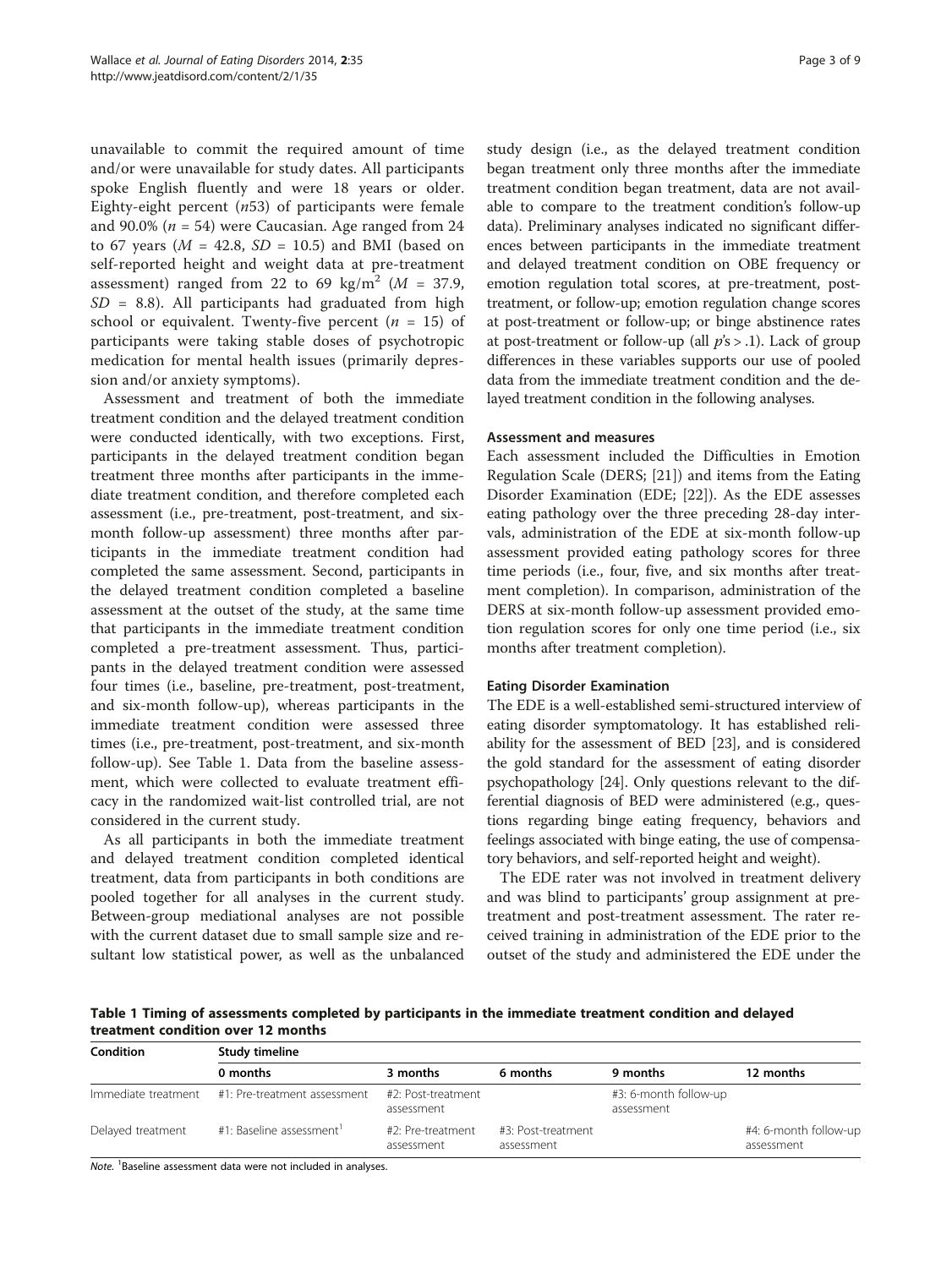unavailable to commit the required amount of time and/or were unavailable for study dates. All participants spoke English fluently and were 18 years or older. Eighty-eight percent (*n*53) of participants were female and 90.0% ($n = 54$) were Caucasian. Age ranged from 24 to 67 years ($M = 42.8$, $SD = 10.5$) and BMI (based on self-reported height and weight data at pre-treatment assessment) ranged from 22 to 69 kg/m$^2$ ($M = 37.9$, $SD = 8.8$). All participants had graduated from high school or equivalent. Twenty-five percent ($n = 15$) of participants were taking stable doses of psychotropic medication for mental health issues (primarily depression and/or anxiety symptoms).

Assessment and treatment of both the immediate treatment condition and the delayed treatment condition were conducted identically, with two exceptions. First, participants in the delayed treatment condition began treatment three months after participants in the immediate treatment condition, and therefore completed each assessment (i.e., pre-treatment, post-treatment, and six-month follow-up assessment) three months after participants in the immediate treatment condition had completed the same assessment. Second, participants in the delayed treatment condition completed a baseline assessment at the outset of the study, at the same time that participants in the immediate treatment condition completed a pre-treatment assessment. Thus, participants in the delayed treatment condition were assessed four times (i.e., baseline, pre-treatment, post-treatment, and six-month follow-up), whereas participants in the immediate treatment condition were assessed three times (i.e., pre-treatment, post-treatment, and six-month follow-up). See Table 1. Data from the baseline assessment, which were collected to evaluate treatment efficacy in the randomized wait-list controlled trial, are not considered in the current study.

As all participants in both the immediate treatment and delayed treatment condition completed identical treatment, data from participants in both conditions are pooled together for all analyses in the current study. Between-group mediational analyses are not possible with the current dataset due to small sample size and resultant low statistical power, as well as the unbalanced study design (i.e., as the delayed treatment condition began treatment only three months after the immediate treatment condition began treatment, data are not available to compare to the treatment condition's follow-up data). Preliminary analyses indicated no significant differences between participants in the immediate treatment and delayed treatment condition on OBE frequency or emotion regulation total scores, at pre-treatment, post-treatment, or follow-up; emotion regulation change scores at post-treatment or follow-up; or binge abstinence rates at post-treatment or follow-up (all $p$'s > .1). Lack of group differences in these variables supports our use of pooled data from the immediate treatment condition and the delayed treatment condition in the following analyses.

### Assessment and measures

Each assessment included the Difficulties in Emotion Regulation Scale (DERS; [21]) and items from the Eating Disorder Examination (EDE; [22]). As the EDE assesses eating pathology over the three preceding 28-day intervals, administration of the EDE at six-month follow-up assessment provided eating pathology scores for three time periods (i.e., four, five, and six months after treatment completion). In comparison, administration of the DERS at six-month follow-up assessment provided emotion regulation scores for only one time period (i.e., six months after treatment completion).

### Eating Disorder Examination

The EDE is a well-established semi-structured interview of eating disorder symptomatology. It has established reliability for the assessment of BED [23], and is considered the gold standard for the assessment of eating disorder psychopathology [24]. Only questions relevant to the differential diagnosis of BED were administered (e.g., questions regarding binge eating frequency, behaviors and feelings associated with binge eating, the use of compensatory behaviors, and self-reported height and weight).

The EDE rater was not involved in treatment delivery and was blind to participants' group assignment at pre-treatment and post-treatment assessment. The rater received training in administration of the EDE prior to the outset of the study and administered the EDE under the

**Table 1 Timing of assessments completed by participants in the immediate treatment condition and delayed treatment condition over 12 months**

| Condition | Study timeline | | | | |
|---|---|---|---|---|---|
| | 0 months | 3 months | 6 months | 9 months | 12 months |
| Immediate treatment | #1: Pre-treatment assessment | #2: Post-treatment assessment | | #3: 6-month follow-up assessment | |
| Delayed treatment | #1: Baseline assessment[1] | #2: Pre-treatment assessment | #3: Post-treatment assessment | | #4: 6-month follow-up assessment |

*Note.* [1]Baseline assessment data were not included in analyses.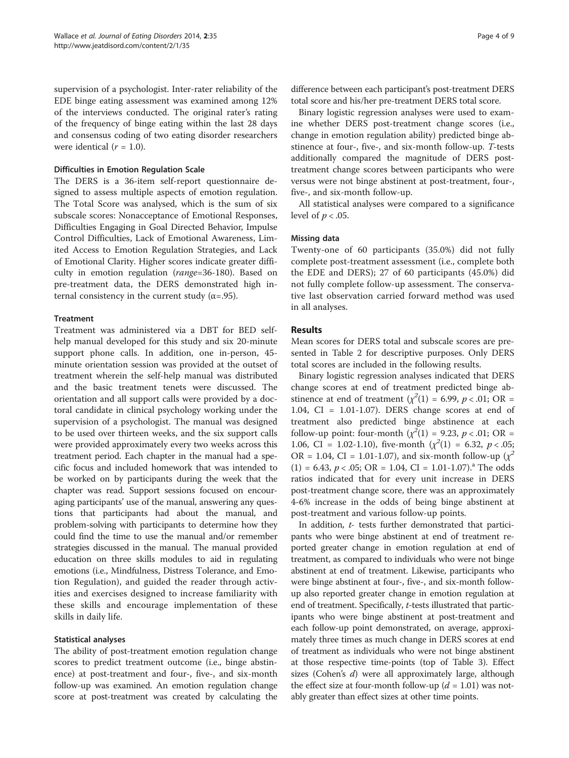supervision of a psychologist. Inter-rater reliability of the EDE binge eating assessment was examined among 12% of the interviews conducted. The original rater's rating of the frequency of binge eating within the last 28 days and consensus coding of two eating disorder researchers were identical ($r$ = 1.0).

#### Difficulties in Emotion Regulation Scale

The DERS is a 36-item self-report questionnaire designed to assess multiple aspects of emotion regulation. The Total Score was analysed, which is the sum of six subscale scores: Nonacceptance of Emotional Responses, Difficulties Engaging in Goal Directed Behavior, Impulse Control Difficulties, Lack of Emotional Awareness, Limited Access to Emotion Regulation Strategies, and Lack of Emotional Clarity. Higher scores indicate greater difficulty in emotion regulation (*range*=36-180). Based on pre-treatment data, the DERS demonstrated high internal consistency in the current study ($\alpha$=.95).

#### Treatment

Treatment was administered via a DBT for BED self-help manual developed for this study and six 20-minute support phone calls. In addition, one in-person, 45-minute orientation session was provided at the outset of treatment wherein the self-help manual was distributed and the basic treatment tenets were discussed. The orientation and all support calls were provided by a doctoral candidate in clinical psychology working under the supervision of a psychologist. The manual was designed to be used over thirteen weeks, and the six support calls were provided approximately every two weeks across this treatment period. Each chapter in the manual had a specific focus and included homework that was intended to be worked on by participants during the week that the chapter was read. Support sessions focused on encouraging participants' use of the manual, answering any questions that participants had about the manual, and problem-solving with participants to determine how they could find the time to use the manual and/or remember strategies discussed in the manual. The manual provided education on three skills modules to aid in regulating emotions (i.e., Mindfulness, Distress Tolerance, and Emotion Regulation), and guided the reader through activities and exercises designed to increase familiarity with these skills and encourage implementation of these skills in daily life.

#### Statistical analyses

The ability of post-treatment emotion regulation change scores to predict treatment outcome (i.e., binge abstinence) at post-treatment and four-, five-, and six-month follow-up was examined. An emotion regulation change score at post-treatment was created by calculating the difference between each participant's post-treatment DERS total score and his/her pre-treatment DERS total score.

Binary logistic regression analyses were used to examine whether DERS post-treatment change scores (i.e., change in emotion regulation ability) predicted binge abstinence at four-, five-, and six-month follow-up. *T*-tests additionally compared the magnitude of DERS post-treatment change scores between participants who were versus were not binge abstinent at post-treatment, four-, five-, and six-month follow-up.

All statistical analyses were compared to a significance level of $p < .05$.

#### Missing data

Twenty-one of 60 participants (35.0%) did not fully complete post-treatment assessment (i.e., complete both the EDE and DERS); 27 of 60 participants (45.0%) did not fully complete follow-up assessment. The conservative last observation carried forward method was used in all analyses.

## Results

Mean scores for DERS total and subscale scores are presented in Table 2 for descriptive purposes. Only DERS total scores are included in the following results.

Binary logistic regression analyses indicated that DERS change scores at end of treatment predicted binge abstinence at end of treatment ($\chi^2(1)$ = 6.99, $p < .01$; OR = 1.04, CI = 1.01-1.07). DERS change scores at end of treatment also predicted binge abstinence at each follow-up point: four-month ($\chi^2(1)$ = 9.23, $p < .01$; OR = 1.06, CI = 1.02-1.10), five-month ($\chi^2(1)$ = 6.32, $p < .05$; OR = 1.04, CI = 1.01-1.07), and six-month follow-up ($\chi^2(1)$ = 6.43, $p < .05$; OR = 1.04, CI = 1.01-1.07).[a] The odds ratios indicated that for every unit increase in DERS post-treatment change score, there was an approximately 4-6% increase in the odds of being binge abstinent at post-treatment and various follow-up points.

In addition, *t*- tests further demonstrated that participants who were binge abstinent at end of treatment reported greater change in emotion regulation at end of treatment, as compared to individuals who were not binge abstinent at end of treatment. Likewise, participants who were binge abstinent at four-, five-, and six-month follow-up also reported greater change in emotion regulation at end of treatment. Specifically, *t*-tests illustrated that participants who were binge abstinent at post-treatment and each follow-up point demonstrated, on average, approximately three times as much change in DERS scores at end of treatment as individuals who were not binge abstinent at those respective time-points (top of Table 3). Effect sizes (Cohen's $d$) were all approximately large, although the effect size at four-month follow-up ($d$ = 1.01) was notably greater than effect sizes at other time points.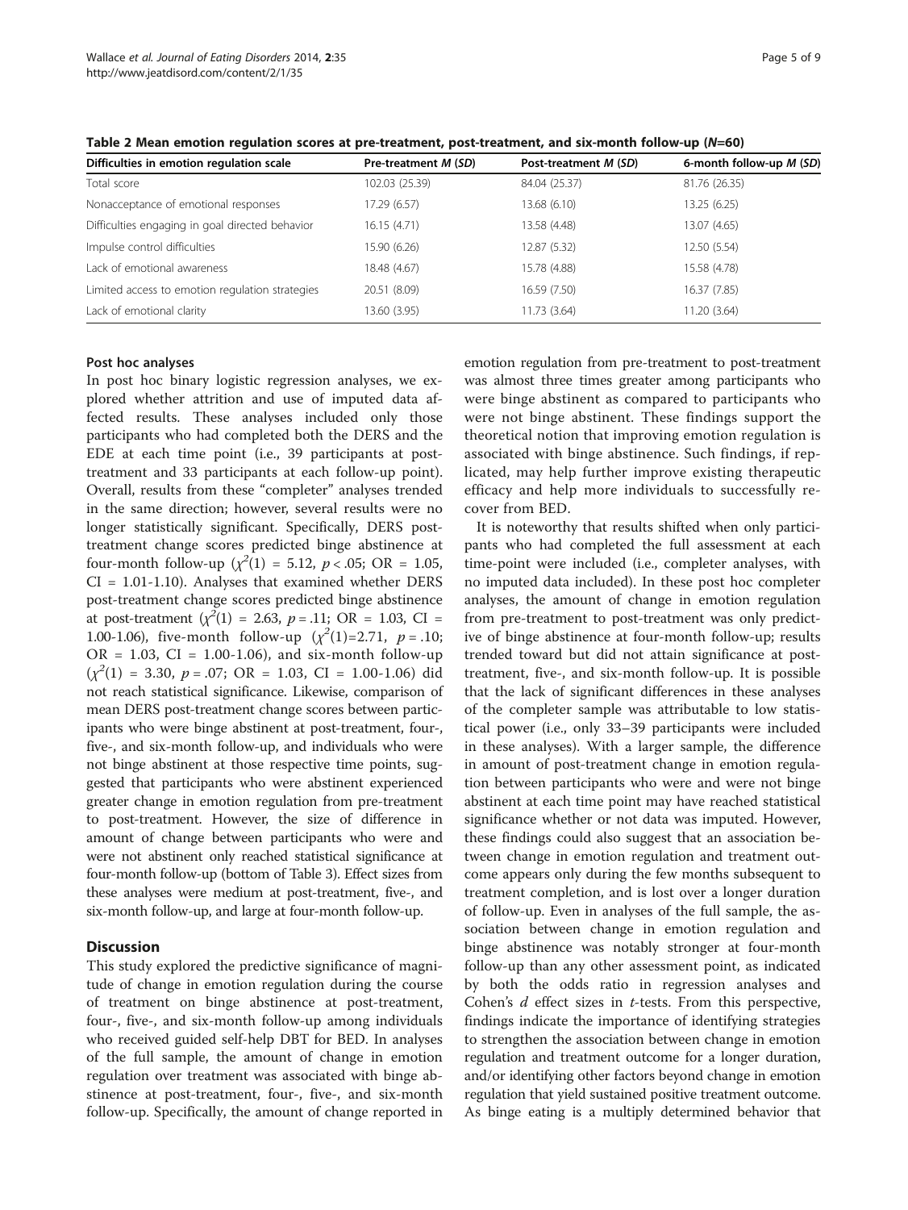**Table 2 Mean emotion regulation scores at pre-treatment, post-treatment, and six-month follow-up (*N*=60)**

| Difficulties in emotion regulation scale | Pre-treatment *M* (*SD*) | Post-treatment *M* (*SD*) | 6-month follow-up *M* (*SD*) |
|---|---|---|---|
| Total score | 102.03 (25.39) | 84.04 (25.37) | 81.76 (26.35) |
| Nonacceptance of emotional responses | 17.29 (6.57) | 13.68 (6.10) | 13.25 (6.25) |
| Difficulties engaging in goal directed behavior | 16.15 (4.71) | 13.58 (4.48) | 13.07 (4.65) |
| Impulse control difficulties | 15.90 (6.26) | 12.87 (5.32) | 12.50 (5.54) |
| Lack of emotional awareness | 18.48 (4.67) | 15.78 (4.88) | 15.58 (4.78) |
| Limited access to emotion regulation strategies | 20.51 (8.09) | 16.59 (7.50) | 16.37 (7.85) |
| Lack of emotional clarity | 13.60 (3.95) | 11.73 (3.64) | 11.20 (3.64) |

### Post hoc analyses

In post hoc binary logistic regression analyses, we explored whether attrition and use of imputed data affected results. These analyses included only those participants who had completed both the DERS and the EDE at each time point (i.e., 39 participants at post-treatment and 33 participants at each follow-up point). Overall, results from these "completer" analyses trended in the same direction; however, several results were no longer statistically significant. Specifically, DERS post-treatment change scores predicted binge abstinence at four-month follow-up ($\chi^2(1)$ = 5.12, $p < .05$; OR = 1.05, CI = 1.01-1.10). Analyses that examined whether DERS post-treatment change scores predicted binge abstinence at post-treatment ($\chi^2(1)$ = 2.63, $p = .11$; OR = 1.03, CI = 1.00-1.06), five-month follow-up ($\chi^2(1)$=2.71, $p = .10$; OR = 1.03, CI = 1.00-1.06), and six-month follow-up ($\chi^2(1)$ = 3.30, $p = .07$; OR = 1.03, CI = 1.00-1.06) did not reach statistical significance. Likewise, comparison of mean DERS post-treatment change scores between participants who were binge abstinent at post-treatment, four-, five-, and six-month follow-up, and individuals who were not binge abstinent at those respective time points, suggested that participants who were abstinent experienced greater change in emotion regulation from pre-treatment to post-treatment. However, the size of difference in amount of change between participants who were and were not abstinent only reached statistical significance at four-month follow-up (bottom of Table 3). Effect sizes from these analyses were medium at post-treatment, five-, and six-month follow-up, and large at four-month follow-up.

## Discussion

This study explored the predictive significance of magnitude of change in emotion regulation during the course of treatment on binge abstinence at post-treatment, four-, five-, and six-month follow-up among individuals who received guided self-help DBT for BED. In analyses of the full sample, the amount of change in emotion regulation over treatment was associated with binge abstinence at post-treatment, four-, five-, and six-month follow-up. Specifically, the amount of change reported in emotion regulation from pre-treatment to post-treatment was almost three times greater among participants who were binge abstinent as compared to participants who were not binge abstinent. These findings support the theoretical notion that improving emotion regulation is associated with binge abstinence. Such findings, if replicated, may help further improve existing therapeutic efficacy and help more individuals to successfully recover from BED.

It is noteworthy that results shifted when only participants who had completed the full assessment at each time-point were included (i.e., completer analyses, with no imputed data included). In these post hoc completer analyses, the amount of change in emotion regulation from pre-treatment to post-treatment was only predictive of binge abstinence at four-month follow-up; results trended toward but did not attain significance at post-treatment, five-, and six-month follow-up. It is possible that the lack of significant differences in these analyses of the completer sample was attributable to low statistical power (i.e., only 33–39 participants were included in these analyses). With a larger sample, the difference in amount of post-treatment change in emotion regulation between participants who were and were not binge abstinent at each time point may have reached statistical significance whether or not data was imputed. However, these findings could also suggest that an association between change in emotion regulation and treatment outcome appears only during the few months subsequent to treatment completion, and is lost over a longer duration of follow-up. Even in analyses of the full sample, the association between change in emotion regulation and binge abstinence was notably stronger at four-month follow-up than any other assessment point, as indicated by both the odds ratio in regression analyses and Cohen's *d* effect sizes in *t*-tests. From this perspective, findings indicate the importance of identifying strategies to strengthen the association between change in emotion regulation and treatment outcome for a longer duration, and/or identifying other factors beyond change in emotion regulation that yield sustained positive treatment outcome. As binge eating is a multiply determined behavior that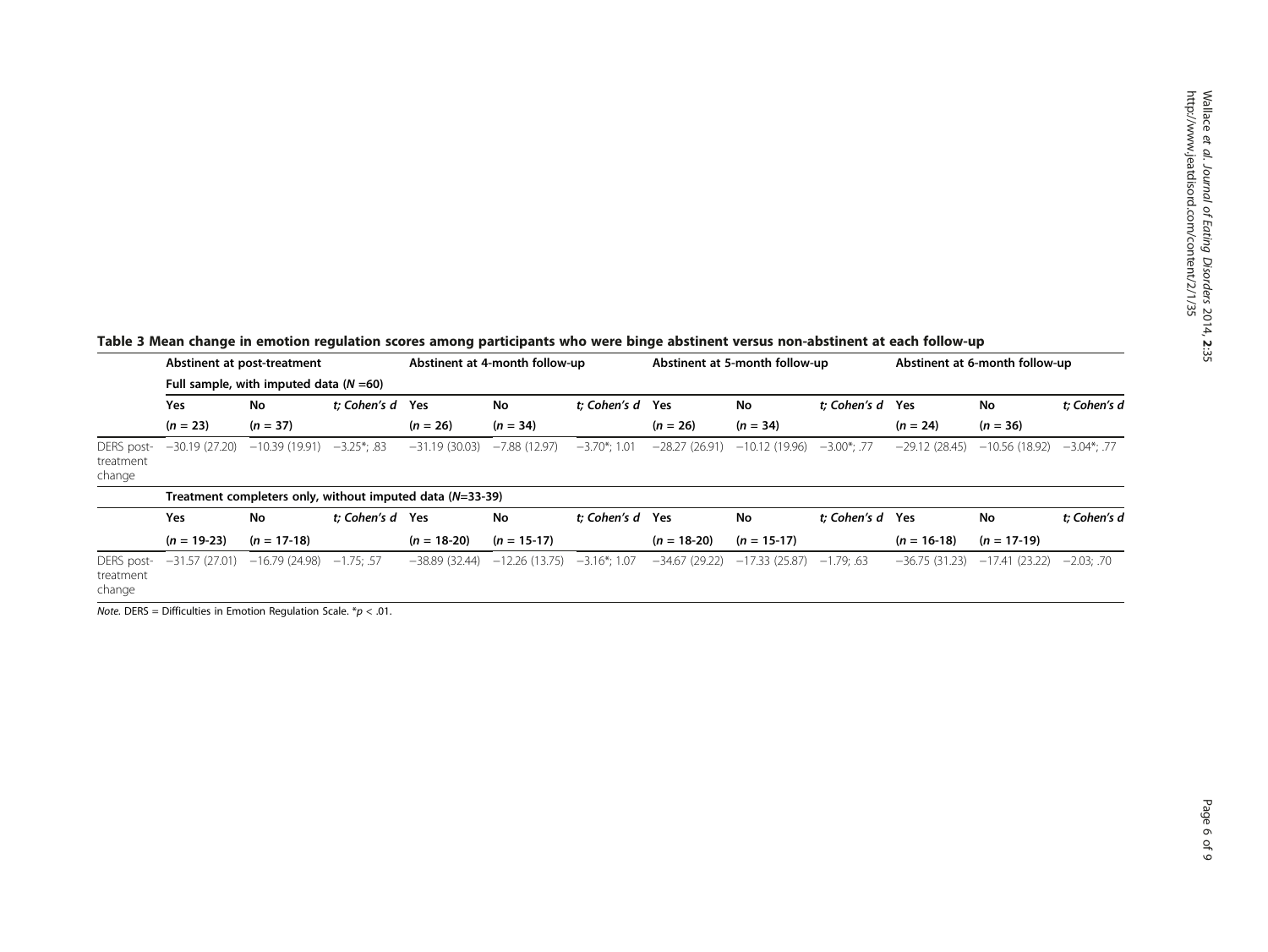**Table 3 Mean change in emotion regulation scores among participants who were binge abstinent versus non-abstinent at each follow-up**

| | Abstinent at post-treatment | | | Abstinent at 4-month follow-up | | | Abstinent at 5-month follow-up | | | Abstinent at 6-month follow-up | | |
|---|---|---|---|---|---|---|---|---|---|---|---|---|
| | **Full sample, with imputed data ($N$ =60)** | | | | | | | | | | | |
| | **Yes** | **No** | *t; Cohen's d* | **Yes** | **No** | *t; Cohen's d* | **Yes** | **No** | *t; Cohen's d* | **Yes** | **No** | *t; Cohen's d* |
| | **($n$ = 23)** | **($n$ = 37)** | | **($n$ = 26)** | **($n$ = 34)** | | **($n$ = 26)** | **($n$ = 34)** | | **($n$ = 24)** | **($n$ = 36)** | |
| DERS post-treatment change | −30.19 (27.20) | −10.39 (19.91) | −3.25*; .83 | −31.19 (30.03) | −7.88 (12.97) | −3.70*; 1.01 | −28.27 (26.91) | −10.12 (19.96) | −3.00*; .77 | −29.12 (28.45) | −10.56 (18.92) | −3.04*; .77 |
| | **Treatment completers only, without imputed data ($N$=33-39)** | | | | | | | | | | | |
| | **Yes** | **No** | *t; Cohen's d* | **Yes** | **No** | *t; Cohen's d* | **Yes** | **No** | *t; Cohen's d* | **Yes** | **No** | *t; Cohen's d* |
| | **($n$ = 19-23)** | **($n$ = 17-18)** | | **($n$ = 18-20)** | **($n$ = 15-17)** | | **($n$ = 18-20)** | **($n$ = 15-17)** | | **($n$ = 16-18)** | **($n$ = 17-19)** | |
| DERS post-treatment change | −31.57 (27.01) | −16.79 (24.98) | −1.75; .57 | −38.89 (32.44) | −12.26 (13.75) | −3.16*; 1.07 | −34.67 (29.22) | −17.33 (25.87) | −1.79; .63 | −36.75 (31.23) | −17.41 (23.22) | −2.03; .70 |

*Note.* DERS = Difficulties in Emotion Regulation Scale. *$p < .01$.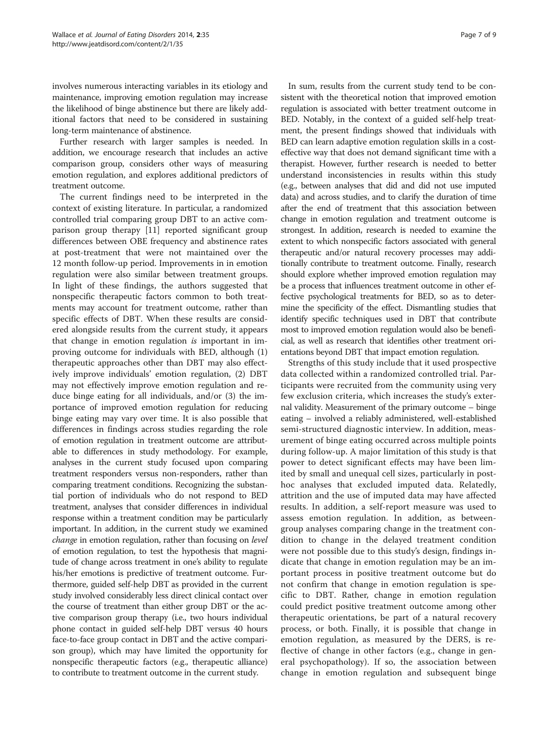involves numerous interacting variables in its etiology and maintenance, improving emotion regulation may increase the likelihood of binge abstinence but there are likely additional factors that need to be considered in sustaining long-term maintenance of abstinence.

Further research with larger samples is needed. In addition, we encourage research that includes an active comparison group, considers other ways of measuring emotion regulation, and explores additional predictors of treatment outcome.

The current findings need to be interpreted in the context of existing literature. In particular, a randomized controlled trial comparing group DBT to an active comparison group therapy [11] reported significant group differences between OBE frequency and abstinence rates at post-treatment that were not maintained over the 12 month follow-up period. Improvements in in emotion regulation were also similar between treatment groups. In light of these findings, the authors suggested that nonspecific therapeutic factors common to both treatments may account for treatment outcome, rather than specific effects of DBT. When these results are considered alongside results from the current study, it appears that change in emotion regulation *is* important in improving outcome for individuals with BED, although (1) therapeutic approaches other than DBT may also effectively improve individuals' emotion regulation, (2) DBT may not effectively improve emotion regulation and reduce binge eating for all individuals, and/or (3) the importance of improved emotion regulation for reducing binge eating may vary over time. It is also possible that differences in findings across studies regarding the role of emotion regulation in treatment outcome are attributable to differences in study methodology. For example, analyses in the current study focused upon comparing treatment responders versus non-responders, rather than comparing treatment conditions. Recognizing the substantial portion of individuals who do not respond to BED treatment, analyses that consider differences in individual response within a treatment condition may be particularly important. In addition, in the current study we examined *change* in emotion regulation, rather than focusing on *level* of emotion regulation, to test the hypothesis that magnitude of change across treatment in one's ability to regulate his/her emotions is predictive of treatment outcome. Furthermore, guided self-help DBT as provided in the current study involved considerably less direct clinical contact over the course of treatment than either group DBT or the active comparison group therapy (i.e., two hours individual phone contact in guided self-help DBT versus 40 hours face-to-face group contact in DBT and the active comparison group), which may have limited the opportunity for nonspecific therapeutic factors (e.g., therapeutic alliance) to contribute to treatment outcome in the current study.

In sum, results from the current study tend to be consistent with the theoretical notion that improved emotion regulation is associated with better treatment outcome in BED. Notably, in the context of a guided self-help treatment, the present findings showed that individuals with BED can learn adaptive emotion regulation skills in a cost-effective way that does not demand significant time with a therapist. However, further research is needed to better understand inconsistencies in results within this study (e.g., between analyses that did and did not use imputed data) and across studies, and to clarify the duration of time after the end of treatment that this association between change in emotion regulation and treatment outcome is strongest. In addition, research is needed to examine the extent to which nonspecific factors associated with general therapeutic and/or natural recovery processes may additionally contribute to treatment outcome. Finally, research should explore whether improved emotion regulation may be a process that influences treatment outcome in other effective psychological treatments for BED, so as to determine the specificity of the effect. Dismantling studies that identify specific techniques used in DBT that contribute most to improved emotion regulation would also be beneficial, as well as research that identifies other treatment orientations beyond DBT that impact emotion regulation.

Strengths of this study include that it used prospective data collected within a randomized controlled trial. Participants were recruited from the community using very few exclusion criteria, which increases the study's external validity. Measurement of the primary outcome – binge eating – involved a reliably administered, well-established semi-structured diagnostic interview. In addition, measurement of binge eating occurred across multiple points during follow-up. A major limitation of this study is that power to detect significant effects may have been limited by small and unequal cell sizes, particularly in post-hoc analyses that excluded imputed data. Relatedly, attrition and the use of imputed data may have affected results. In addition, a self-report measure was used to assess emotion regulation. In addition, as between-group analyses comparing change in the treatment condition to change in the delayed treatment condition were not possible due to this study's design, findings indicate that change in emotion regulation may be an important process in positive treatment outcome but do not confirm that change in emotion regulation is specific to DBT. Rather, change in emotion regulation could predict positive treatment outcome among other therapeutic orientations, be part of a natural recovery process, or both. Finally, it is possible that change in emotion regulation, as measured by the DERS, is reflective of change in other factors (e.g., change in general psychopathology). If so, the association between change in emotion regulation and subsequent binge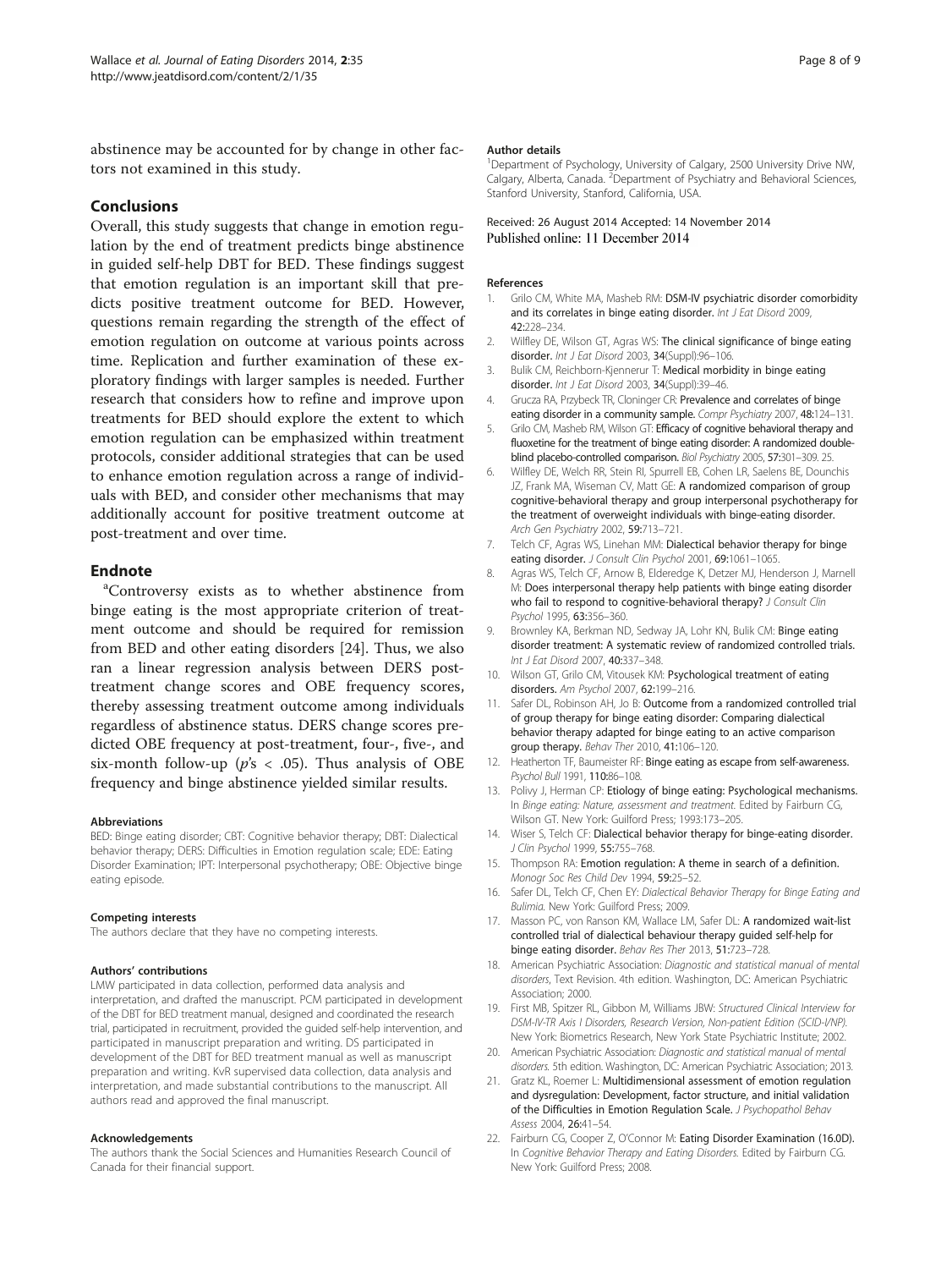abstinence may be accounted for by change in other factors not examined in this study.

## Conclusions

Overall, this study suggests that change in emotion regulation by the end of treatment predicts binge abstinence in guided self-help DBT for BED. These findings suggest that emotion regulation is an important skill that predicts positive treatment outcome for BED. However, questions remain regarding the strength of the effect of emotion regulation on outcome at various points across time. Replication and further examination of these exploratory findings with larger samples is needed. Further research that considers how to refine and improve upon treatments for BED should explore the extent to which emotion regulation can be emphasized within treatment protocols, consider additional strategies that can be used to enhance emotion regulation across a range of individuals with BED, and consider other mechanisms that may additionally account for positive treatment outcome at post-treatment and over time.

## Endnote

[a]Controversy exists as to whether abstinence from binge eating is the most appropriate criterion of treatment outcome and should be required for remission from BED and other eating disorders [24]. Thus, we also ran a linear regression analysis between DERS post-treatment change scores and OBE frequency scores, thereby assessing treatment outcome among individuals regardless of abstinence status. DERS change scores predicted OBE frequency at post-treatment, four-, five-, and six-month follow-up ($p$'s $< .05$). Thus analysis of OBE frequency and binge abstinence yielded similar results.

#### Abbreviations

BED: Binge eating disorder; CBT: Cognitive behavior therapy; DBT: Dialectical behavior therapy; DERS: Difficulties in Emotion regulation scale; EDE: Eating Disorder Examination; IPT: Interpersonal psychotherapy; OBE: Objective binge eating episode.

#### Competing interests

The authors declare that they have no competing interests.

#### Authors' contributions

LMW participated in data collection, performed data analysis and interpretation, and drafted the manuscript. PCM participated in development of the DBT for BED treatment manual, designed and coordinated the research trial, participated in recruitment, provided the guided self-help intervention, and participated in manuscript preparation and writing. DS participated in development of the DBT for BED treatment manual as well as manuscript preparation and writing. KvR supervised data collection, data analysis and interpretation, and made substantial contributions to the manuscript. All authors read and approved the final manuscript.

#### Acknowledgements

The authors thank the Social Sciences and Humanities Research Council of Canada for their financial support.

#### Author details

[1]Department of Psychology, University of Calgary, 2500 University Drive NW, Calgary, Alberta, Canada. [2]Department of Psychiatry and Behavioral Sciences, Stanford University, Stanford, California, USA.

Received: 26 August 2014 Accepted: 14 November 2014
Published online: 11 December 2014

#### References

1. Grilo CM, White MA, Masheb RM: **DSM-IV psychiatric disorder comorbidity and its correlates in binge eating disorder.** *Int J Eat Disord* 2009, **42:**228–234.
2. Wilfley DE, Wilson GT, Agras WS: **The clinical significance of binge eating disorder.** *Int J Eat Disord* 2003, **34**(Suppl):96–106.
3. Bulik CM, Reichborn-Kjennerur T: **Medical morbidity in binge eating disorder.** *Int J Eat Disord* 2003, **34**(Suppl):39–46.
4. Grucza RA, Przybeck TR, Cloninger CR: **Prevalence and correlates of binge eating disorder in a community sample.** *Compr Psychiatry* 2007, **48:**124–131.
5. Grilo CM, Masheb RM, Wilson GT: **Efficacy of cognitive behavioral therapy and fluoxetine for the treatment of binge eating disorder: A randomized double-blind placebo-controlled comparison.** *Biol Psychiatry* 2005, **57:**301–309. 25.
6. Wilfley DE, Welch RR, Stein RI, Spurrell EB, Cohen LR, Saelens BE, Dounchis JZ, Frank MA, Wiseman CV, Matt GE: **A randomized comparison of group cognitive-behavioral therapy and group interpersonal psychotherapy for the treatment of overweight individuals with binge-eating disorder.** *Arch Gen Psychiatry* 2002, **59:**713–721.
7. Telch CF, Agras WS, Linehan MM: **Dialectical behavior therapy for binge eating disorder.** *J Consult Clin Psychol* 2001, **69:**1061–1065.
8. Agras WS, Telch CF, Arnow B, Elderedge K, Detzer MJ, Henderson J, Marnell M: **Does interpersonal therapy help patients with binge eating disorder who fail to respond to cognitive-behavioral therapy?** *J Consult Clin Psychol* 1995, **63:**356–360.
9. Brownley KA, Berkman ND, Sedway JA, Lohr KN, Bulik CM: **Binge eating disorder treatment: A systematic review of randomized controlled trials.** *Int J Eat Disord* 2007, **40:**337–348.
10. Wilson GT, Grilo CM, Vitousek KM: **Psychological treatment of eating disorders.** *Am Psychol* 2007, **62:**199–216.
11. Safer DL, Robinson AH, Jo B: **Outcome from a randomized controlled trial of group therapy for binge eating disorder: Comparing dialectical behavior therapy adapted for binge eating to an active comparison group therapy.** *Behav Ther* 2010, **41:**106–120.
12. Heatherton TF, Baumeister RF: **Binge eating as escape from self-awareness.** *Psychol Bull* 1991, **110:**86–108.
13. Polivy J, Herman CP: **Etiology of binge eating: Psychological mechanisms.** In *Binge eating: Nature, assessment and treatment*. Edited by Fairburn CG, Wilson GT. New York: Guilford Press; 1993:173–205.
14. Wiser S, Telch CF: **Dialectical behavior therapy for binge-eating disorder.** *J Clin Psychol* 1999, **55:**755–768.
15. Thompson RA: **Emotion regulation: A theme in search of a definition.** *Monogr Soc Res Child Dev* 1994, **59:**25–52.
16. Safer DL, Telch CF, Chen EY: *Dialectical Behavior Therapy for Binge Eating and Bulimia*. New York: Guilford Press; 2009.
17. Masson PC, von Ranson KM, Wallace LM, Safer DL: **A randomized wait-list controlled trial of dialectical behaviour therapy guided self-help for binge eating disorder.** *Behav Res Ther* 2013, **51:**723–728.
18. American Psychiatric Association: *Diagnostic and statistical manual of mental disorders*, Text Revision. 4th edition. Washington, DC: American Psychiatric Association; 2000.
19. First MB, Spitzer RL, Gibbon M, Williams JBW: *Structured Clinical Interview for DSM-IV-TR Axis I Disorders, Research Version, Non-patient Edition (SCID-I/NP)*. New York: Biometrics Research, New York State Psychiatric Institute; 2002.
20. American Psychiatric Association: *Diagnostic and statistical manual of mental disorders*. 5th edition. Washington, DC: American Psychiatric Association; 2013.
21. Gratz KL, Roemer L: **Multidimensional assessment of emotion regulation and dysregulation: Development, factor structure, and initial validation of the Difficulties in Emotion Regulation Scale.** *J Psychopathol Behav Assess* 2004, **26:**41–54.
22. Fairburn CG, Cooper Z, O'Connor M: **Eating Disorder Examination (16.0D).** In *Cognitive Behavior Therapy and Eating Disorders*. Edited by Fairburn CG. New York: Guilford Press; 2008.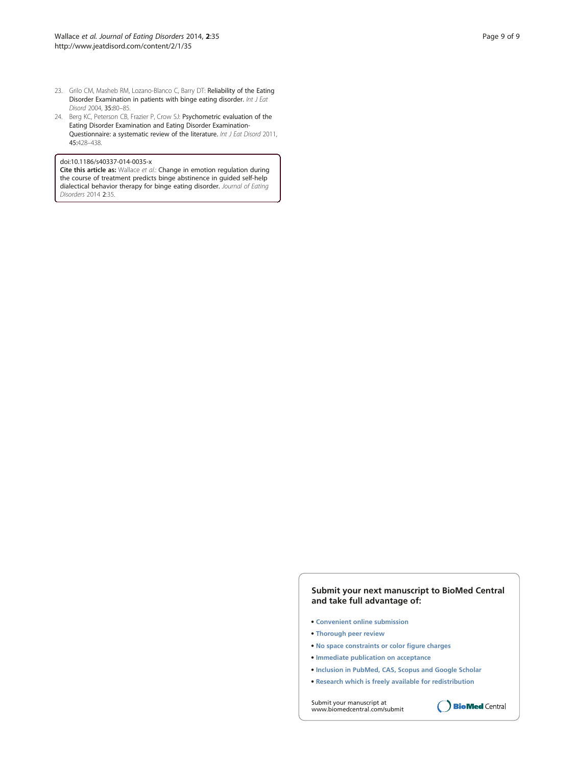23. Grilo CM, Masheb RM, Lozano-Blanco C, Barry DT: **Reliability of the Eating Disorder Examination in patients with binge eating disorder.** *Int J Eat Disord* 2004, **35:**80–85.
24. Berg KC, Peterson CB, Frazier P, Crow SJ: **Psychometric evaluation of the Eating Disorder Examination and Eating Disorder Examination-Questionnaire: a systematic review of the literature.** *Int J Eat Disord* 2011, **45:**428–438.

doi:10.1186/s40337-014-0035-x

**Cite this article as:** Wallace *et al.*: Change in emotion regulation during the course of treatment predicts binge abstinence in guided self-help dialectical behavior therapy for binge eating disorder. *Journal of Eating Disorders* 2014 **2**:35.

**Submit your next manuscript to BioMed Central and take full advantage of:**

- **Convenient online submission**
- **Thorough peer review**
- **No space constraints or color figure charges**
- **Immediate publication on acceptance**
- **Inclusion in PubMed, CAS, Scopus and Google Scholar**
- **Research which is freely available for redistribution**

Submit your manuscript at
www.biomedcentral.com/submit

BioMed Central